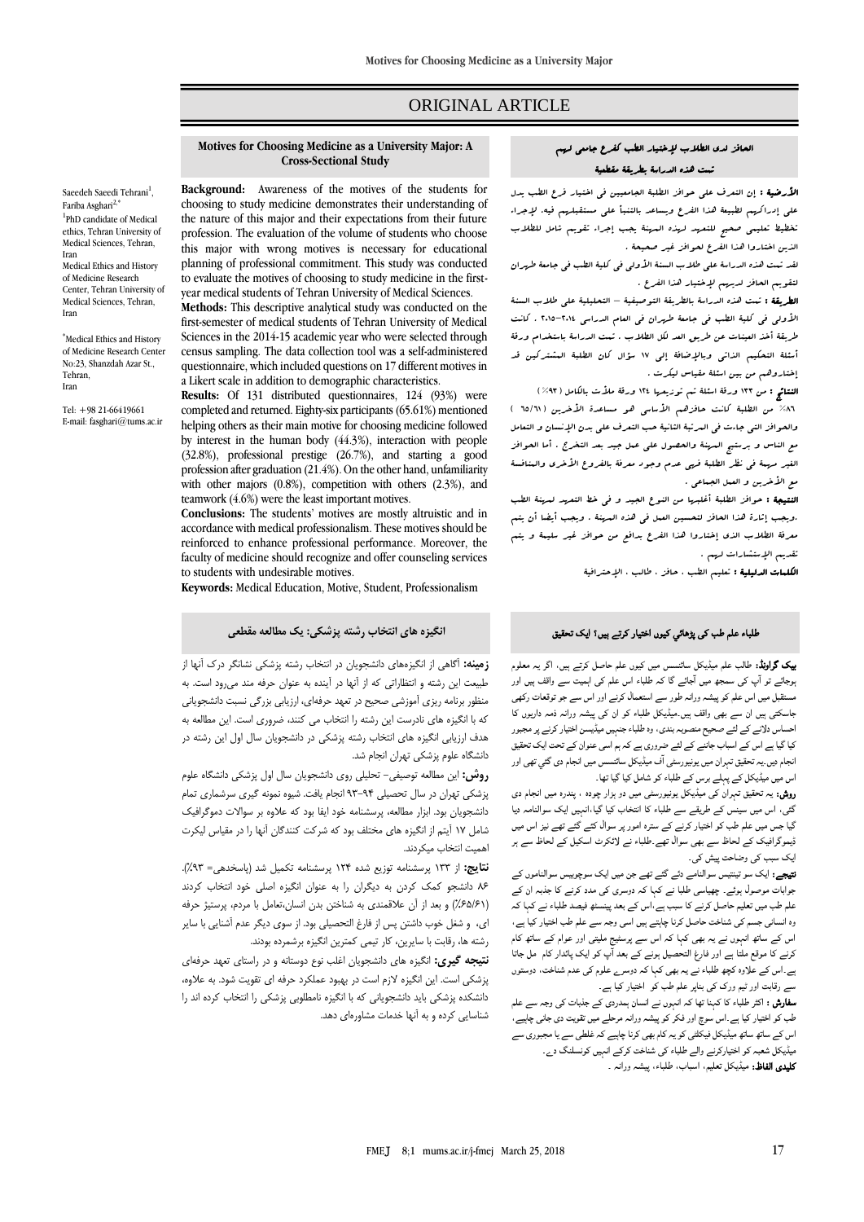# ORIGINAL ARTICLE

## Motives for Choosing Medicine as a University Major: A Cross-Sectional Study

Saeedeh Saeedi Tehrani[1], Fariba Asghari[2,*]

[1]PhD candidate of Medical ethics, Tehran University of Medical Sciences, Tehran, Iran

Medical Ethics and History of Medicine Research Center, Tehran University of Medical Sciences, Tehran, Iran

[*]Medical Ethics and History of Medicine Research Center No:23, Shanzdah Azar St., Tehran, Iran

Tel: +98 21-66419661
E-mail: fasghari@tums.ac.ir

**Background:** Awareness of the motives of the students for choosing to study medicine demonstrates their understanding of the nature of this major and their expectations from their future profession. The evaluation of the volume of students who choose this major with wrong motives is necessary for educational planning of professional commitment. This study was conducted to evaluate the motives of choosing to study medicine in the first-year medical students of Tehran University of Medical Sciences.

**Methods:** This descriptive analytical study was conducted on the first-semester of medical students of Tehran University of Medical Sciences in the 2014-15 academic year who were selected through census sampling. The data collection tool was a self-administered questionnaire, which included questions on 17 different motives in a Likert scale in addition to demographic characteristics.

**Results:** Of 131 distributed questionnaires, 124 (93%) were completed and returned. Eighty-six participants (65.61%) mentioned helping others as their main motive for choosing medicine followed by interest in the human body (44.3%), interaction with people (32.8%), professional prestige (26.7%), and starting a good profession after graduation (21.4%). On the other hand, unfamiliarity with other majors (0.8%), competition with others (2.3%), and teamwork (4.6%) were the least important motives.

**Conclusions:** The students' motives are mostly altruistic and in accordance with medical professionalism. These motives should be reinforced to enhance professional performance. Moreover, the faculty of medicine should recognize and offer counseling services to students with undesirable motives.

**Keywords:** Medical Education, Motive, Student, Professionalism

## الحافز لدى الطلاب لإختيار الطب كفرع جامعي لهم
## تمت هذه الدراسة بطريقة مقطعية

**الأرضية :** إن التعرف على حوافز الطلبة الجامعيين في اختيار فرع الطب يدل على إدراكهم لطبيعة هذا الفرع ويساعد بالتنبأ على مستقبلهم فيه. لإجراء تخطيط تعليمي صحيح للتعهد لهذه المهنة يجب إجراء تقويم شامل للطلاب الذين اختاروا هذا الفرع لحوافز غير صحيحة .

لقد تمت هذه الدراسة على طلاب السنة الأولى في كلية الطب في جامعة طهران لتقويم الحافز لديهم لإختيار هذا الفرع .

**الطريقة :** تمت هذه الدراسة بالطريقة التوصيفية – التحليلية على طلاب السنة الأولى في كلية الطب في جامعة طهران في العام الدراسي ٢٠١٤-٢٠١٥ . كانت طريقة أخذ العينات عن طريق العد لكل الطلاب . تمت الدراسة بإستخدام ورقة أسئلة التحكيم الذاتي وبالإضافة إلى ١٧ سؤال كان الطلبة المشتركين قد إختاروهم من بين اسئلة مقياس ليكرت .

**النتائج :** من ١٣٣ ورقة اسئلة تم توزيعها ١٢٤ ورقة ملأت بالكامل (٩٣٪)

٨٦٪ من الطلبة كانت حافزهم الأساسي هو مساعدة الأخرين (٦٥/٦١ ) والحوافز التي جاءت في المرتبة الثانية حب التعرف على بدن الإنسان و التعامل مع الناس و برستيج المهنة والحصول على عمل جيد بعد التخرج . أما الحوافز الغير مهمة في نظر الطلبة فهي عدم وجود معرفة بالفروع الأخرى والمنافسة مع الأخرين و العمل الجماعي .

**النتيجة :** حوافز الطلبة أغلبها من النوع الجيد و في خط التعهد لمهنة الطب ،ويجب إثارة هذا الحافز لتحسين العمل في هذه المهنة . ويجب أيضاً أن يتم معرفة الطلاب الذي إختاروا هذا الفرع بدافع من حوافز غير سليمة و يتم تقديم الإستشارات لهم .

**الكلمات الدليلية :** تعليم الطب ، حافز ، طالب ، الإحترافية

## انگیزه های انتخاب رشته پزشکی: یک مطالعه مقطعی

**زمینه:** آگاهی از انگیزه‌های دانشجویان در انتخاب رشته پزشکی نشانگر درک آنها از طبیعت این رشته و انتظاراتی که از آنها در آینده به عنوان حرفه مند می‌رود است. به منظور برنامه ریزی آموزشی صحیح در تعهد حرفه‌ای، ارزیابی برزگی نسبت دانشجویانی که با انگیزه های نادرست این رشته را انتخاب می کنند، ضروری است. این مطالعه به هدف ارزیابی انگیزه های انتخاب رشته پزشکی در دانشجویان سال اول این رشته در دانشگاه علوم پزشکی تهران انجام شد.

**روش:** این مطالعه توصیفی- تحلیلی روی دانشجویان سال اول پزشکی دانشگاه علوم پزشکی تهران در سال تحصیلی ۹۴-۹۳ انجام یافت. شیوه نمونه گیری سرشماری تمام دانشجویان بود. ابزار مطالعه، پرسشنامه خود ایفا بود که علاوه بر سوالات دموگرافیک شامل ۱۷ آیتم از انگیزه های مختلف بود که شرکت کنندگان آنها را در مقیاس لیکرت اهمیت انتخاب میکردند.

**نتایج:** از ۱۳۳ پرسشنامه توزیع شده ۱۲۴ پرسشنامه تکمیل شد (پاسخدهی= ۹۳٪). ۸۶ دانشجو کمک کردن به دیگران را به عنوان انگیزه اصلی خود انتخاب کردند (۶۵/۶۱٪) و بعد از آن علاقمندی به شناختن بدن انسان،تعامل با مردم، پرستیژ حرفه ای، و شغل خوب داشتن پس از فارغ التحصیلی بود. از سوی دیگر عدم آشنایی با سایر رشته ها، رقابت با سایرین، کار تیمی کمترین انگیزه برشمرده بودند.

**نتیجه گیری:** انگیزه های دانشجویان اغلب نوع دوستانه و در راستای تعهد حرفه‌ای پزشکی است. این انگیزه لازم است در بهبود عملکرد حرفه ای تقویت شود. به علاوه، دانشکده پزشکی باید دانشجویانی که با انگیزه نامطلوبی پزشکی را انتخاب کرده اند را شناسایی کرده و به آنها خدمات مشاوره‌ای دهد.

## طلباء علم طب کی پڑھائي کیوں اختیار کرتے ہیں؟ ایک تحقیق

**بیک گراونڈ:** طالب علم میڈیکل سائنسس میں کیوں علم حاصل کرتے ہیں، اگر یہ معلوم ہوجائے تو آپ کی سمجھ میں آجائے گا کہ طلباء اس علم کی اہمیت سے واقف ہیں اور مستقبل میں اس علم کو پیشہ ورانہ طور سے استعمال کرنے اور اس سے جو توقعات رکھی جاسکتی ہیں ان سے بھی واقف ہیں۔میڈیکل طلباء کو ان کی پیشہ ورانہ ذمہ داریوں کا احساس دلانے کے لئے صحیح منصوبہ بندی، وہ طلباء جنہیں میڈیسن اختیار کرنے پر مجبور کیا گیا ہے اس کے اسباب جاننے کے لئے ضروری ہے کہ ہم اسی عنوان کے تحت ایک تحقیق انجام دیں۔یہ تحقیق تہران میں یونیورسٹی آف میڈیکل سائنسس میں انجام دی گئي تھی اور اس میں میڈیکل کے پہلے برس کے طلباء کو شامل کیا گيا تھا۔

**روش:** یہ تحقیق تہران کی میڈیکل یونیورسٹی میں دو ہزار چودہ ، پندرہ میں انجام دی گئی، اس میں سینس کے طریقے سے طلباء کا انتخاب کیا گيا،انہیں ایک سوالنامہ دیا گيا جس میں علم طب کو اختیار کرنے کے سترہ امور پر سوال کئے گئے تھے نیز اس میں ڈیموگرافیک کے لحاظ سے بھی سوال تھے۔طلباء نے لائکرٹ اسکیل کے لحاظ سے ہر ایک سبب کی وضاحت پیش کی۔

**نتیجے :** ایک سو تینتیس سوالنامے دئے گئے تھے جن میں ایک سوچوبیس سوالناموں کے جوابات موصول ہوئے۔ چھیاسی طلبا نے کہا کہ دوسری کی مدد کرنے کا جذبہ ان کے علم طب میں تعلیم حاصل کرنے کا سبب ہے،اس کے بعد پینسٹھ فیصد طلباء نے کہا کہ وہ انسانی جسم کی شناخت حاصل کرنا چاہتے ہیں اسی وجہ سے علم طب اختیار کیا ہے، اس کے ساتھ انہوں نے یہ بھی کہا کہ اس سے پرسٹیج ملیتی اور عوام کے ساتھ کام کرنے کا موقع ملتا ہے اور فارغ التحصیل ہونے کے بعد آپ کو ایک پائدار کام مل جاتا ہے۔اس کے علاوہ کچھ طلباء نے یہ بھی کہا کہ دوسرے علوم کی عدم شناخت، دوستوں سے رقابت اور ٹیم ورک کی بناپر علم طب کو اختیار کیا ہے۔

**سفارش :** اکثر طلباء کا کہنا تھا کہ انہوں نے انسان ہمدردی کے جذبات کی وجہ سے علم طب کو اختیار کیا ہے۔اس سوچ اور فکر کو پیشہ ورانہ مرحلے میں تقویت دی جانی چاہیے، اس کے ساتھ ساتھ میڈیکل فیکلٹی کو یہ کام بھی کرنا چاہیے کہ غلطی سے یا مجبوری سے میڈیکل شعبہ کو اختیارکرنے والے طلباء کی شناخت کرکے انہیں کونسلنگ دے۔

**کلیدی الفاظ:** میڈیکل تعلیم، اسباب، طلباء، پیشہ ورانہ ۔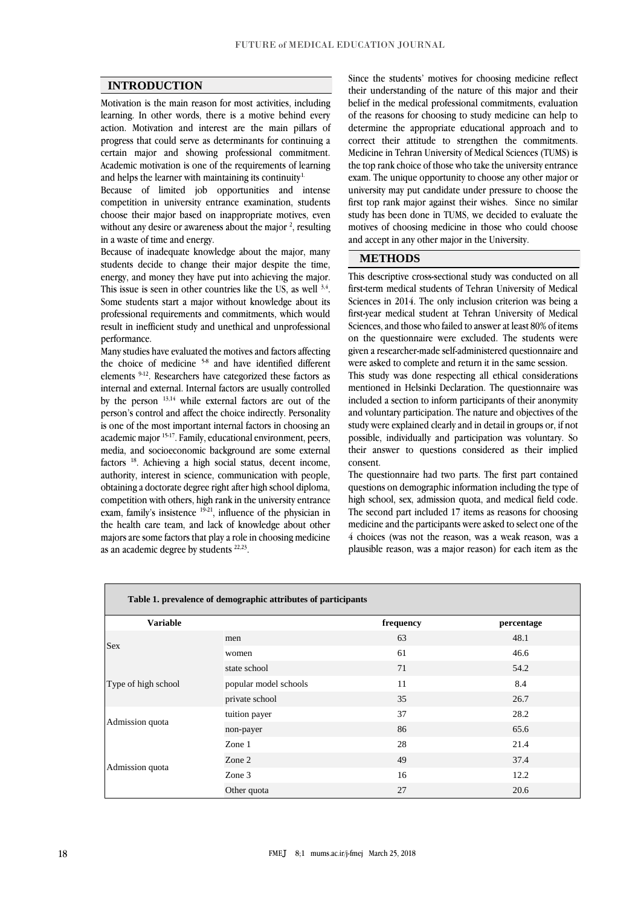## INTRODUCTION

Motivation is the main reason for most activities, including learning. In other words, there is a motive behind every action. Motivation and interest are the main pillars of progress that could serve as determinants for continuing a certain major and showing professional commitment. Academic motivation is one of the requirements of learning and helps the learner with maintaining its continuity[1].

Because of limited job opportunities and intense competition in university entrance examination, students choose their major based on inappropriate motives, even without any desire or awareness about the major [2], resulting in a waste of time and energy.

Because of inadequate knowledge about the major, many students decide to change their major despite the time, energy, and money they have put into achieving the major. This issue is seen in other countries like the US, as well [3,4]. Some students start a major without knowledge about its professional requirements and commitments, which would result in inefficient study and unethical and unprofessional performance.

Many studies have evaluated the motives and factors affecting the choice of medicine [5-8] and have identified different elements [9-12]. Researchers have categorized these factors as internal and external. Internal factors are usually controlled by the person [13,14] while external factors are out of the person's control and affect the choice indirectly. Personality is one of the most important internal factors in choosing an academic major [15-17]. Family, educational environment, peers, media, and socioeconomic background are some external factors [18]. Achieving a high social status, decent income, authority, interest in science, communication with people, obtaining a doctorate degree right after high school diploma, competition with others, high rank in the university entrance exam, family's insistence [19-21], influence of the physician in the health care team, and lack of knowledge about other majors are some factors that play a role in choosing medicine as an academic degree by students [22,23].

Since the students' motives for choosing medicine reflect their understanding of the nature of this major and their belief in the medical professional commitments, evaluation of the reasons for choosing to study medicine can help to determine the appropriate educational approach and to correct their attitude to strengthen the commitments. Medicine in Tehran University of Medical Sciences (TUMS) is the top rank choice of those who take the university entrance exam. The unique opportunity to choose any other major or university may put candidate under pressure to choose the first top rank major against their wishes. Since no similar study has been done in TUMS, we decided to evaluate the motives of choosing medicine in those who could choose and accept in any other major in the University.

## METHODS

This descriptive cross-sectional study was conducted on all first-term medical students of Tehran University of Medical Sciences in 2014. The only inclusion criterion was being a first-year medical student at Tehran University of Medical Sciences, and those who failed to answer at least 80% of items on the questionnaire were excluded. The students were given a researcher-made self-administered questionnaire and were asked to complete and return it in the same session.

This study was done respecting all ethical considerations mentioned in Helsinki Declaration. The questionnaire was included a section to inform participants of their anonymity and voluntary participation. The nature and objectives of the study were explained clearly and in detail in groups or, if not possible, individually and participation was voluntary. So their answer to questions considered as their implied consent.

The questionnaire had two parts. The first part contained questions on demographic information including the type of high school, sex, admission quota, and medical field code. The second part included 17 items as reasons for choosing medicine and the participants were asked to select one of the 4 choices (was not the reason, was a weak reason, was a plausible reason, was a major reason) for each item as the

**Table 1. prevalence of demographic attributes of participants**

| Variable | | frequency | percentage |
|---|---|---|---|
| Sex | men | 63 | 48.1 |
| | women | 61 | 46.6 |
| Type of high school | state school | 71 | 54.2 |
| | popular model schools | 11 | 8.4 |
| | private school | 35 | 26.7 |
| Admission quota | tuition payer | 37 | 28.2 |
| | non-payer | 86 | 65.6 |
| Admission quota | Zone 1 | 28 | 21.4 |
| | Zone 2 | 49 | 37.4 |
| | Zone 3 | 16 | 12.2 |
| | Other quota | 27 | 20.6 |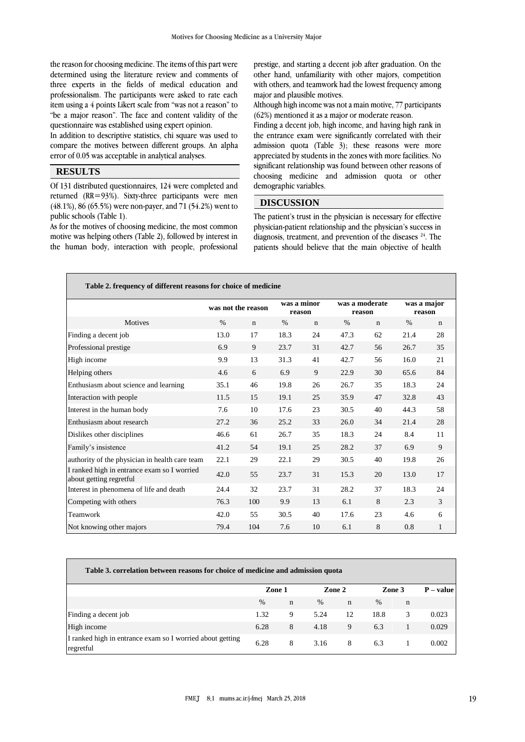the reason for choosing medicine. The items of this part were determined using the literature review and comments of three experts in the fields of medical education and professionalism. The participants were asked to rate each item using a 4 points Likert scale from "was not a reason" to "be a major reason". The face and content validity of the questionnaire was established using expert opinion.

In addition to descriptive statistics, chi square was used to compare the motives between different groups. An alpha error of 0.05 was acceptable in analytical analyses.

## RESULTS

Of 131 distributed questionnaires, 124 were completed and returned (RR=93%). Sixty-three participants were men (48.1%), 86 (65.5%) were non-payer, and 71 (54.2%) went to public schools (Table 1).

As for the motives of choosing medicine, the most common motive was helping others (Table 2), followed by interest in the human body, interaction with people, professional prestige, and starting a decent job after graduation. On the other hand, unfamiliarity with other majors, competition with others, and teamwork had the lowest frequency among major and plausible motives.

Although high income was not a main motive, 77 participants (62%) mentioned it as a major or moderate reason.

Finding a decent job, high income, and having high rank in the entrance exam were significantly correlated with their admission quota (Table 3); these reasons were more appreciated by students in the zones with more facilities. No significant relationship was found between other reasons of choosing medicine and admission quota or other demographic variables.

## DISCUSSION

The patient's trust in the physician is necessary for effective physician-patient relationship and the physician's success in diagnosis, treatment, and prevention of the diseases [24]. The patients should believe that the main objective of health

**Table 2. frequency of different reasons for choice of medicine**

| | was not the reason | | was a minor reason | | was a moderate reason | | was a major reason | |
|---|---|---|---|---|---|---|---|---|
| Motives | % | n | % | n | % | n | % | n |
| Finding a decent job | 13.0 | 17 | 18.3 | 24 | 47.3 | 62 | 21.4 | 28 |
| Professional prestige | 6.9 | 9 | 23.7 | 31 | 42.7 | 56 | 26.7 | 35 |
| High income | 9.9 | 13 | 31.3 | 41 | 42.7 | 56 | 16.0 | 21 |
| Helping others | 4.6 | 6 | 6.9 | 9 | 22.9 | 30 | 65.6 | 84 |
| Enthusiasm about science and learning | 35.1 | 46 | 19.8 | 26 | 26.7 | 35 | 18.3 | 24 |
| Interaction with people | 11.5 | 15 | 19.1 | 25 | 35.9 | 47 | 32.8 | 43 |
| Interest in the human body | 7.6 | 10 | 17.6 | 23 | 30.5 | 40 | 44.3 | 58 |
| Enthusiasm about research | 27.2 | 36 | 25.2 | 33 | 26.0 | 34 | 21.4 | 28 |
| Dislikes other disciplines | 46.6 | 61 | 26.7 | 35 | 18.3 | 24 | 8.4 | 11 |
| Family's insistence | 41.2 | 54 | 19.1 | 25 | 28.2 | 37 | 6.9 | 9 |
| authority of the physician in health care team | 22.1 | 29 | 22.1 | 29 | 30.5 | 40 | 19.8 | 26 |
| I ranked high in entrance exam so I worried about getting regretful | 42.0 | 55 | 23.7 | 31 | 15.3 | 20 | 13.0 | 17 |
| Interest in phenomena of life and death | 24.4 | 32 | 23.7 | 31 | 28.2 | 37 | 18.3 | 24 |
| Competing with others | 76.3 | 100 | 9.9 | 13 | 6.1 | 8 | 2.3 | 3 |
| Teamwork | 42.0 | 55 | 30.5 | 40 | 17.6 | 23 | 4.6 | 6 |
| Not knowing other majors | 79.4 | 104 | 7.6 | 10 | 6.1 | 8 | 0.8 | 1 |

**Table 3. correlation between reasons for choice of medicine and admission quota**

| | Zone 1 | | Zone 2 | | Zone 3 | | P – value |
|---|---|---|---|---|---|---|---|
| | % | n | % | n | % | n | |
| Finding a decent job | 1.32 | 9 | 5.24 | 12 | 18.8 | 3 | 0.023 |
| High income | 6.28 | 8 | 4.18 | 9 | 6.3 | 1 | 0.029 |
| I ranked high in entrance exam so I worried about getting regretful | 6.28 | 8 | 3.16 | 8 | 6.3 | 1 | 0.002 |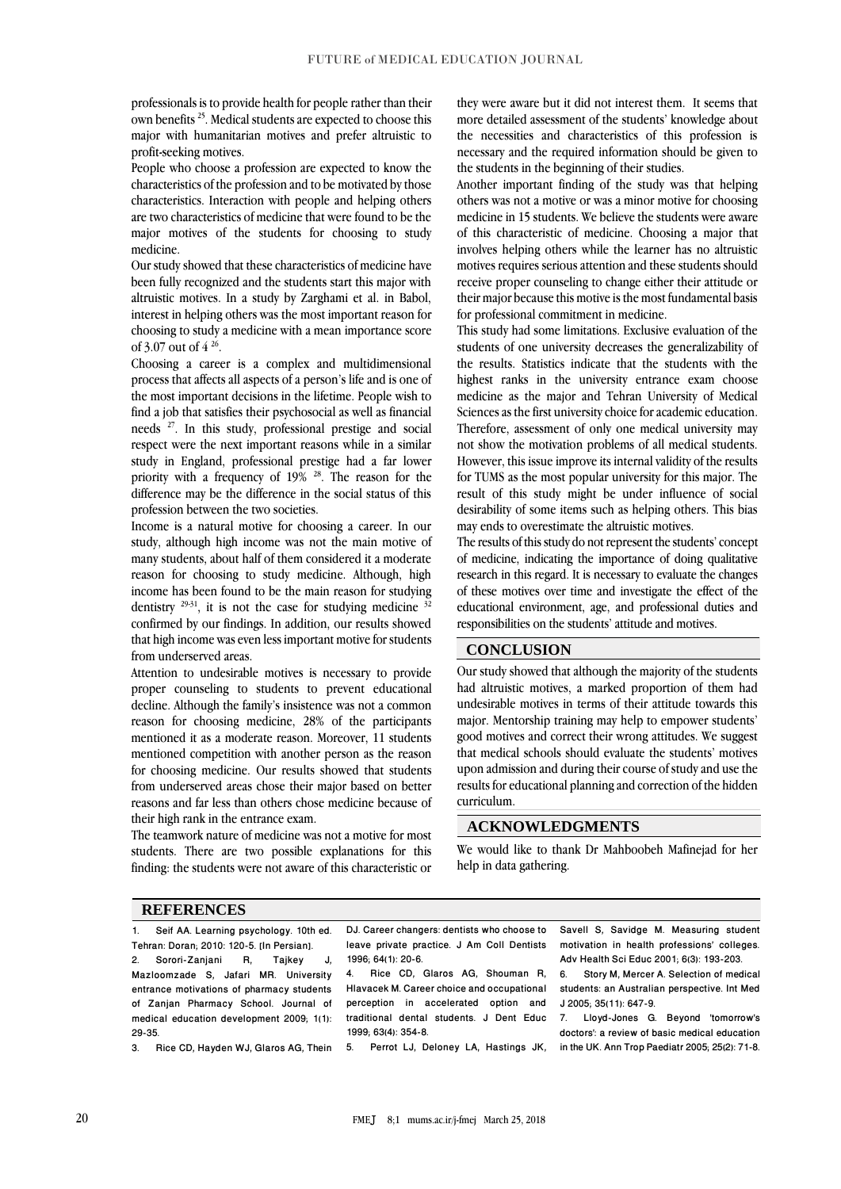professionals is to provide health for people rather than their own benefits [25]. Medical students are expected to choose this major with humanitarian motives and prefer altruistic to profit-seeking motives.

People who choose a profession are expected to know the characteristics of the profession and to be motivated by those characteristics. Interaction with people and helping others are two characteristics of medicine that were found to be the major motives of the students for choosing to study medicine.

Our study showed that these characteristics of medicine have been fully recognized and the students start this major with altruistic motives. In a study by Zarghami et al. in Babol, interest in helping others was the most important reason for choosing to study a medicine with a mean importance score of 3.07 out of 4 [26].

Choosing a career is a complex and multidimensional process that affects all aspects of a person's life and is one of the most important decisions in the lifetime. People wish to find a job that satisfies their psychosocial as well as financial needs [27]. In this study, professional prestige and social respect were the next important reasons while in a similar study in England, professional prestige had a far lower priority with a frequency of 19% [28]. The reason for the difference may be the difference in the social status of this profession between the two societies.

Income is a natural motive for choosing a career. In our study, although high income was not the main motive of many students, about half of them considered it a moderate reason for choosing to study medicine. Although, high income has been found to be the main reason for studying dentistry [29-31], it is not the case for studying medicine [32] confirmed by our findings. In addition, our results showed that high income was even less important motive for students from underserved areas.

Attention to undesirable motives is necessary to provide proper counseling to students to prevent educational decline. Although the family's insistence was not a common reason for choosing medicine, 28% of the participants mentioned it as a moderate reason. Moreover, 11 students mentioned competition with another person as the reason for choosing medicine. Our results showed that students from underserved areas chose their major based on better reasons and far less than others chose medicine because of their high rank in the entrance exam.

The teamwork nature of medicine was not a motive for most students. There are two possible explanations for this finding: the students were not aware of this characteristic or they were aware but it did not interest them. It seems that more detailed assessment of the students' knowledge about the necessities and characteristics of this profession is necessary and the required information should be given to the students in the beginning of their studies.

Another important finding of the study was that helping others was not a motive or was a minor motive for choosing medicine in 15 students. We believe the students were aware of this characteristic of medicine. Choosing a major that involves helping others while the learner has no altruistic motives requires serious attention and these students should receive proper counseling to change either their attitude or their major because this motive is the most fundamental basis for professional commitment in medicine.

This study had some limitations. Exclusive evaluation of the students of one university decreases the generalizability of the results. Statistics indicate that the students with the highest ranks in the university entrance exam choose medicine as the major and Tehran University of Medical Sciences as the first university choice for academic education. Therefore, assessment of only one medical university may not show the motivation problems of all medical students. However, this issue improve its internal validity of the results for TUMS as the most popular university for this major. The result of this study might be under influence of social desirability of some items such as helping others. This bias may ends to overestimate the altruistic motives.

The results of this study do not represent the students' concept of medicine, indicating the importance of doing qualitative research in this regard. It is necessary to evaluate the changes of these motives over time and investigate the effect of the educational environment, age, and professional duties and responsibilities on the students' attitude and motives.

## CONCLUSION

Our study showed that although the majority of the students had altruistic motives, a marked proportion of them had undesirable motives in terms of their attitude towards this major. Mentorship training may help to empower students' good motives and correct their wrong attitudes. We suggest that medical schools should evaluate the students' motives upon admission and during their course of study and use the results for educational planning and correction of the hidden curriculum.

## ACKNOWLEDGMENTS

We would like to thank Dr Mahboobeh Mafinejad for her help in data gathering.

## REFERENCES

1. Seif AA. Learning psychology. 10th ed. Tehran: Doran; 2010: 120-5. [In Persian].
2. Sorori-Zanjani R, Tajkey J, Mazloomzade S, Jafari MR. University entrance motivations of pharmacy students of Zanjan Pharmacy School. Journal of medical education development 2009; 1(1): 29-35.
3. Rice CD, Hayden WJ, Glaros AG, Thein DJ. Career changers: dentists who choose to leave private practice. J Am Coll Dentists 1996; 64(1): 20-6.
4. Rice CD, Glaros AG, Shouman R, Hlavacek M. Career choice and occupational perception in accelerated option and traditional dental students. J Dent Educ 1999; 63(4): 354-8.
5. Perrot LJ, Deloney LA, Hastings JK, Savell S, Savidge M. Measuring student motivation in health professions' colleges. Adv Health Sci Educ 2001; 6(3): 193-203.
6. Story M, Mercer A. Selection of medical students: an Australian perspective. Int Med J 2005; 35(11): 647-9.
7. Lloyd-Jones G. Beyond 'tomorrow's doctors': a review of basic medical education in the UK. Ann Trop Paediatr 2005; 25(2): 71-8.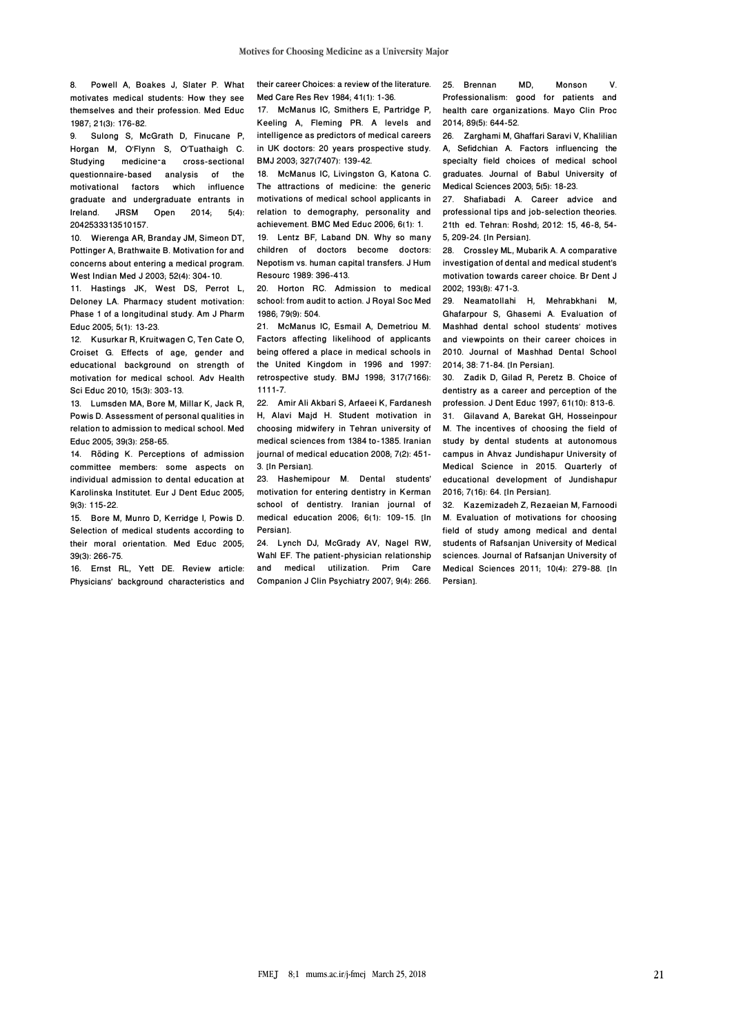8. Powell A, Boakes J, Slater P. What motivates medical students: How they see themselves and their profession. Med Educ 1987; 21(3): 176-82.

9. Sulong S, McGrath D, Finucane P, Horgan M, O'Flynn S, O'Tuathaigh C. Studying medicine–a cross-sectional questionnaire-based analysis of the motivational factors which influence graduate and undergraduate entrants in Ireland. JRSM Open 2014; 5(4): 2042533313510157.

10. Wierenga AR, Branday JM, Simeon DT, Pottinger A, Brathwaite B. Motivation for and concerns about entering a medical program. West Indian Med J 2003; 52(4): 304-10.

11. Hastings JK, West DS, Perrot L, Deloney LA. Pharmacy student motivation: Phase 1 of a longitudinal study. Am J Pharm Educ 2005; 5(1): 13-23.

12. Kusurkar R, Kruitwagen C, Ten Cate O, Croiset G. Effects of age, gender and educational background on strength of motivation for medical school. Adv Health Sci Educ 2010; 15(3): 303-13.

13. Lumsden MA, Bore M, Millar K, Jack R, Powis D. Assessment of personal qualities in relation to admission to medical school. Med Educ 2005; 39(3): 258-65.

14. Rõding K. Perceptions of admission committee members: some aspects on individual admission to dental education at Karolinska Institutet. Eur J Dent Educ 2005; 9(3): 115-22.

15. Bore M, Munro D, Kerridge I, Powis D. Selection of medical students according to their moral orientation. Med Educ 2005; 39(3): 266-75.

16. Ernst RL, Yett DE. Review article: Physicians' background characteristics and their career Choices: a review of the literature. Med Care Res Rev 1984; 41(1): 1-36.

17. McManus IC, Smithers E, Partridge P, Keeling A, Fleming PR. A levels and intelligence as predictors of medical careers in UK doctors: 20 years prospective study. BMJ 2003; 327(7407): 139-42.

18. McManus IC, Livingston G, Katona C. The attractions of medicine: the generic motivations of medical school applicants in relation to demography, personality and achievement. BMC Med Educ 2006; 6(1): 1.

19. Lentz BF, Laband DN. Why so many children of doctors become doctors: Nepotism vs. human capital transfers. J Hum Resourc 1989: 396-413.

20. Horton RC. Admission to medical school: from audit to action. J Royal Soc Med 1986; 79(9): 504.

21. McManus IC, Esmail A, Demetriou M. Factors affecting likelihood of applicants being offered a place in medical schools in the United Kingdom in 1996 and 1997: retrospective study. BMJ 1998; 317(7166): 1111-7.

22. Amir Ali Akbari S, Arfaeei K, Fardanesh H, Alavi Majd H. Student motivation in choosing midwifery in Tehran university of medical sciences from 1384 to-1385. Iranian journal of medical education 2008; 7(2): 451-3. [In Persian].

23. Hashemipour M. Dental students' motivation for entering dentistry in Kerman school of dentistry. Iranian journal of medical education 2006; 6(1): 109-15. [In Persian].

24. Lynch DJ, McGrady AV, Nagel RW, Wahl EF. The patient-physician relationship and medical utilization. Prim Care Companion J Clin Psychiatry 2007; 9(4): 266.

25. Brennan MD, Monson V. Professionalism: good for patients and health care organizations. Mayo Clin Proc 2014; 89(5): 644-52.

26. Zarghami M, Ghaffari Saravi V, Khalilian A, Sefidchian A. Factors influencing the specialty field choices of medical school graduates. Journal of Babul University of Medical Sciences 2003; 5(5): 18-23.

27. Shafiabadi A. Career advice and professional tips and job-selection theories. 21th ed. Tehran: Roshd; 2012: 15, 46-8, 54-5, 209-24. [In Persian].

28. Crossley ML, Mubarik A. A comparative investigation of dental and medical student's motivation towards career choice. Br Dent J 2002; 193(8): 471-3.

29. Neamatollahi H, Mehrabkhani M, Ghafarpour S, Ghasemi A. Evaluation of Mashhad dental school students' motives and viewpoints on their career choices in 2010. Journal of Mashhad Dental School 2014; 38: 71-84. [In Persian].

30. Zadik D, Gilad R, Peretz B. Choice of dentistry as a career and perception of the profession. J Dent Educ 1997; 61(10): 813-6.

31. Gilavand A, Barekat GH, Hosseinpour M. The incentives of choosing the field of study by dental students at autonomous campus in Ahvaz Jundishapur University of Medical Science in 2015. Quarterly of educational development of Jundishapur 2016; 7(16): 64. [In Persian].

32. Kazemizadeh Z, Rezaeian M, Farnoodi M. Evaluation of motivations for choosing field of study among medical and dental students of Rafsanjan University of Medical sciences. Journal of Rafsanjan University of Medical Sciences 2011; 10(4): 279-88. [In Persian].